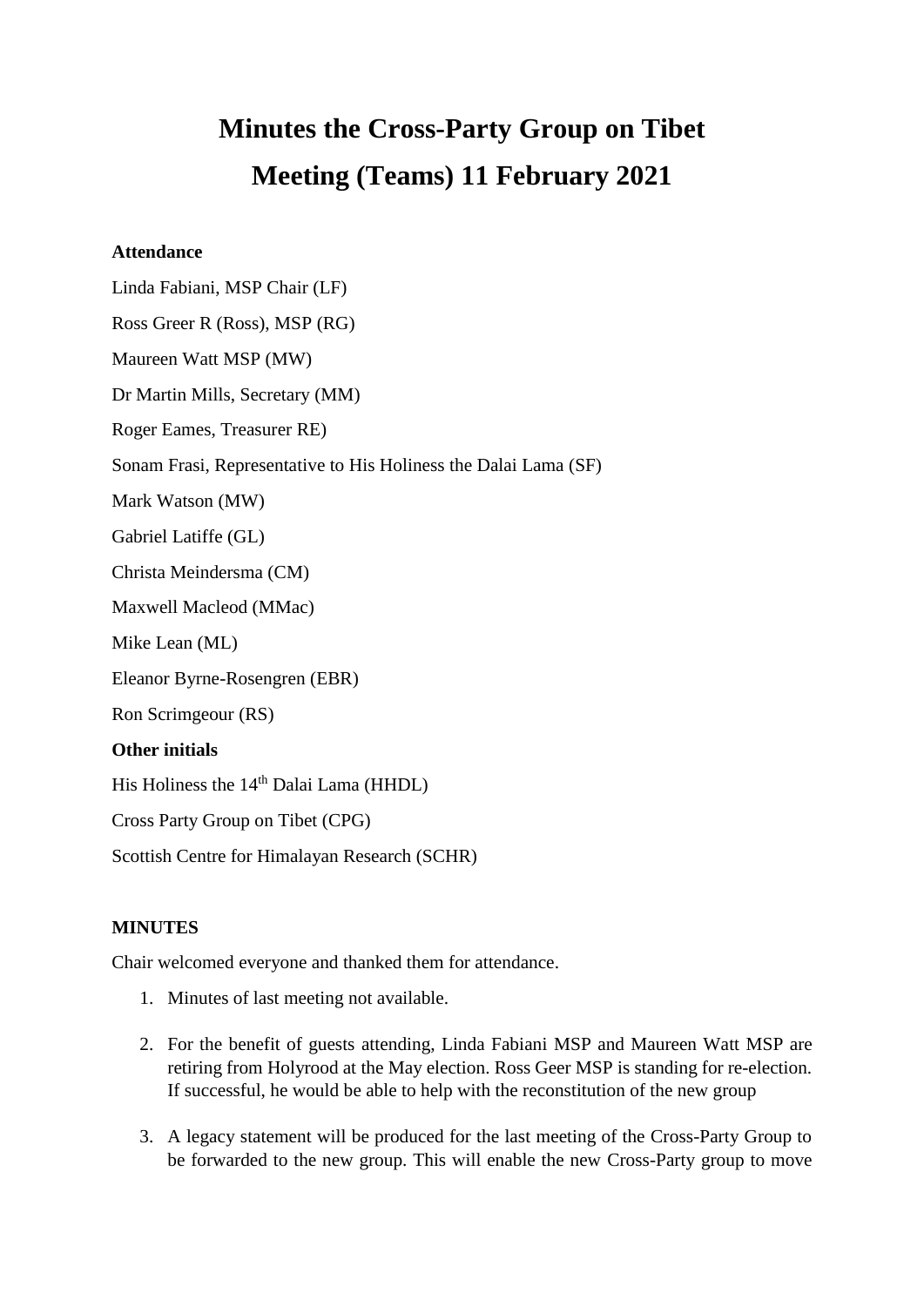# Minutes the Cross-Party Group on Tibet

# Meeting (Teams) 11 February 2021

**Attendance**

Linda Fabiani, MSP Chair (LF)

Ross Greer R (Ross), MSP (RG)

Maureen Watt MSP (MW)

Dr Martin Mills, Secretary (MM)

Roger Eames, Treasurer RE)

Sonam Frasi, Representative to His Holiness the Dalai Lama (SF)

Mark Watson (MW)

Gabriel Latiffe (GL)

Christa Meindersma (CM)

Maxwell Macleod (MMac)

Mike Lean (ML)

Eleanor Byrne-Rosengren (EBR)

Ron Scrimgeour (RS)

**Other initials**

His Holiness the 14th Dalai Lama (HHDL)

Cross Party Group on Tibet (CPG)

Scottish Centre for Himalayan Research (SCHR)

**MINUTES**

Chair welcomed everyone and thanked them for attendance.

1. Minutes of last meeting not available.

2. For the benefit of guests attending, Linda Fabiani MSP and Maureen Watt MSP are retiring from Holyrood at the May election. Ross Geer MSP is standing for re-election. If successful, he would be able to help with the reconstitution of the new group

3. A legacy statement will be produced for the last meeting of the Cross-Party Group to be forwarded to the new group. This will enable the new Cross-Party group to move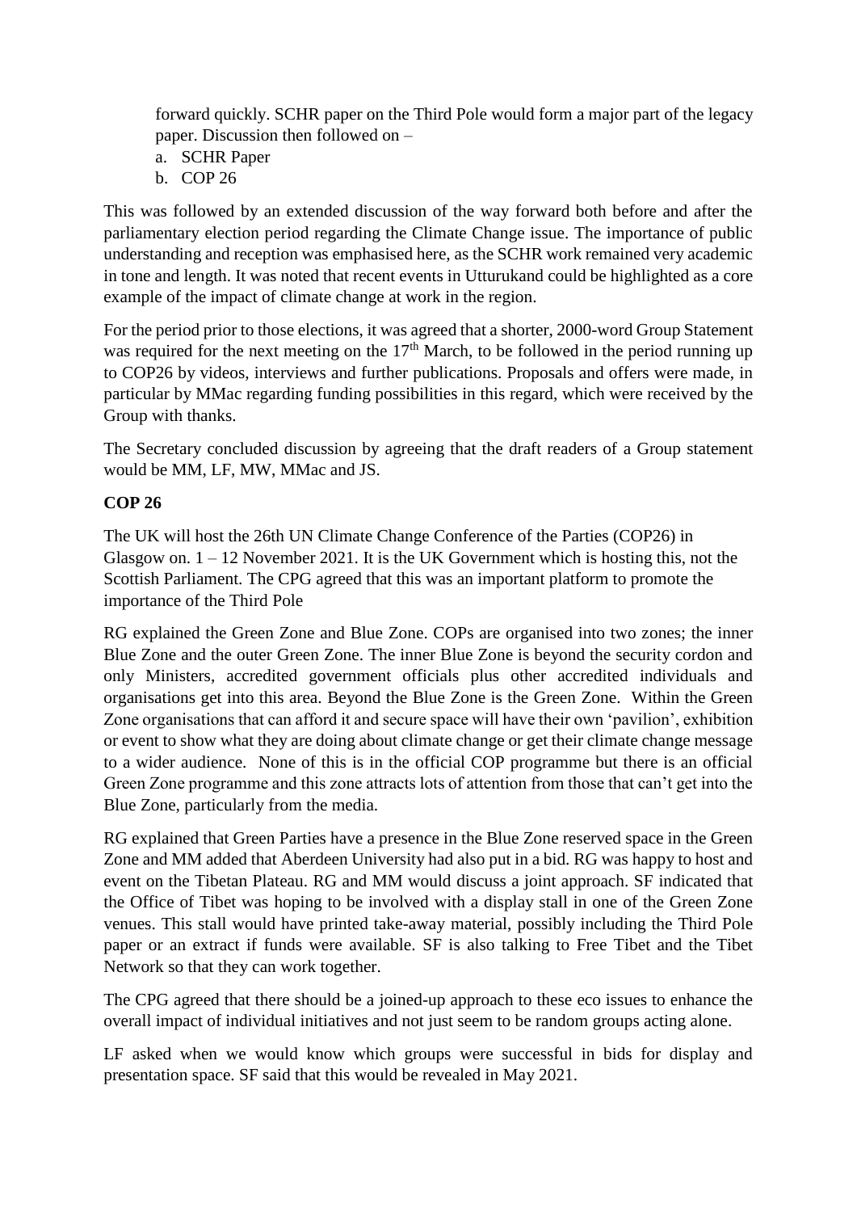forward quickly. SCHR paper on the Third Pole would form a major part of the legacy paper. Discussion then followed on –

a. SCHR Paper
b. COP 26

This was followed by an extended discussion of the way forward both before and after the parliamentary election period regarding the Climate Change issue. The importance of public understanding and reception was emphasised here, as the SCHR work remained very academic in tone and length. It was noted that recent events in Utturukand could be highlighted as a core example of the impact of climate change at work in the region.

For the period prior to those elections, it was agreed that a shorter, 2000-word Group Statement was required for the next meeting on the 17th March, to be followed in the period running up to COP26 by videos, interviews and further publications. Proposals and offers were made, in particular by MMac regarding funding possibilities in this regard, which were received by the Group with thanks.

The Secretary concluded discussion by agreeing that the draft readers of a Group statement would be MM, LF, MW, MMac and JS.

**COP 26**

The UK will host the 26th UN Climate Change Conference of the Parties (COP26) in Glasgow on. 1 – 12 November 2021. It is the UK Government which is hosting this, not the Scottish Parliament. The CPG agreed that this was an important platform to promote the importance of the Third Pole

RG explained the Green Zone and Blue Zone. COPs are organised into two zones; the inner Blue Zone and the outer Green Zone. The inner Blue Zone is beyond the security cordon and only Ministers, accredited government officials plus other accredited individuals and organisations get into this area. Beyond the Blue Zone is the Green Zone. Within the Green Zone organisations that can afford it and secure space will have their own 'pavilion', exhibition or event to show what they are doing about climate change or get their climate change message to a wider audience. None of this is in the official COP programme but there is an official Green Zone programme and this zone attracts lots of attention from those that can't get into the Blue Zone, particularly from the media.

RG explained that Green Parties have a presence in the Blue Zone reserved space in the Green Zone and MM added that Aberdeen University had also put in a bid. RG was happy to host and event on the Tibetan Plateau. RG and MM would discuss a joint approach. SF indicated that the Office of Tibet was hoping to be involved with a display stall in one of the Green Zone venues. This stall would have printed take-away material, possibly including the Third Pole paper or an extract if funds were available. SF is also talking to Free Tibet and the Tibet Network so that they can work together.

The CPG agreed that there should be a joined-up approach to these eco issues to enhance the overall impact of individual initiatives and not just seem to be random groups acting alone.

LF asked when we would know which groups were successful in bids for display and presentation space. SF said that this would be revealed in May 2021.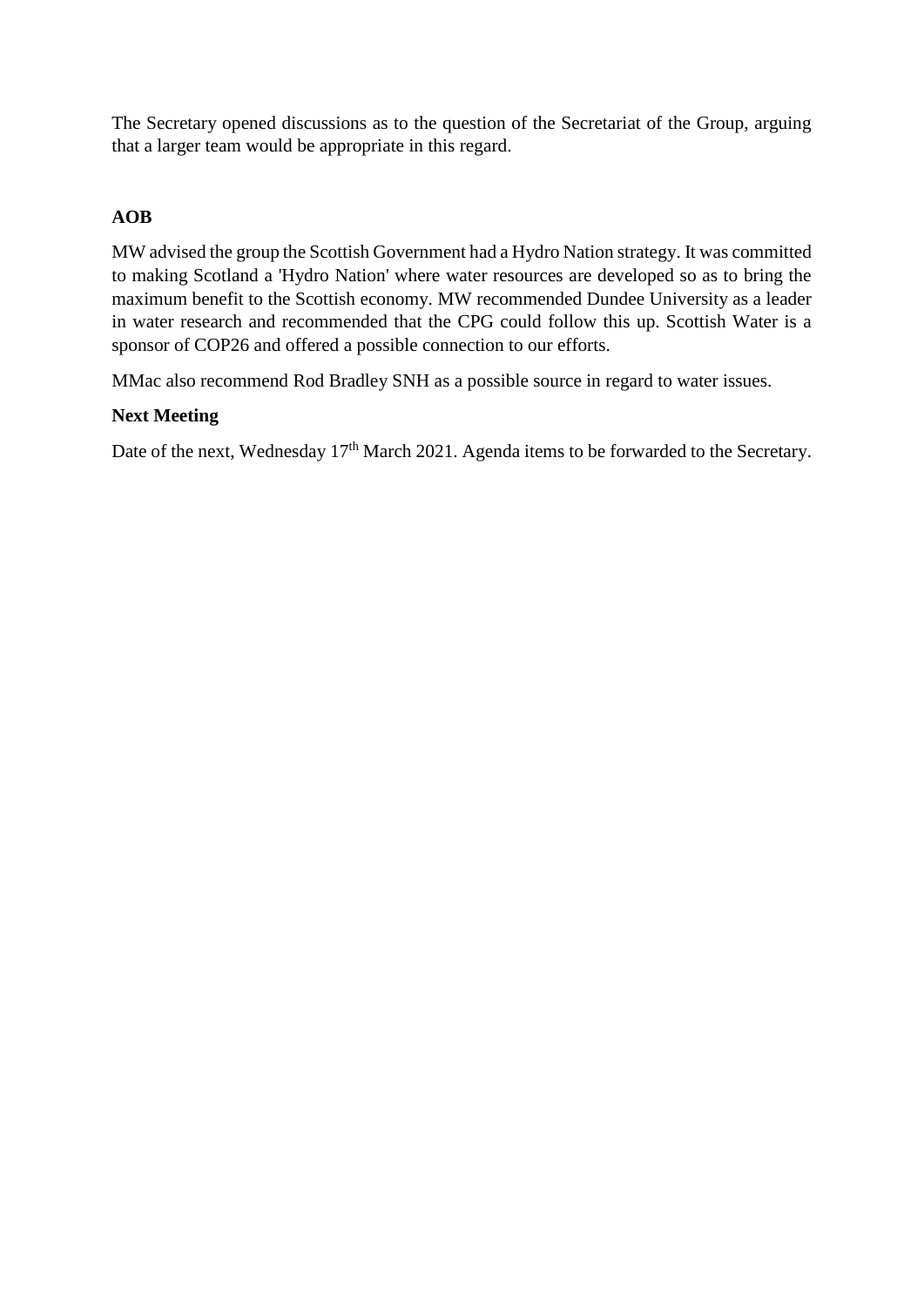The Secretary opened discussions as to the question of the Secretariat of the Group, arguing that a larger team would be appropriate in this regard.

**AOB**

MW advised the group the Scottish Government had a Hydro Nation strategy. It was committed to making Scotland a 'Hydro Nation' where water resources are developed so as to bring the maximum benefit to the Scottish economy. MW recommended Dundee University as a leader in water research and recommended that the CPG could follow this up. Scottish Water is a sponsor of COP26 and offered a possible connection to our efforts.

MMac also recommend Rod Bradley SNH as a possible source in regard to water issues.

**Next Meeting**

Date of the next, Wednesday 17th March 2021. Agenda items to be forwarded to the Secretary.